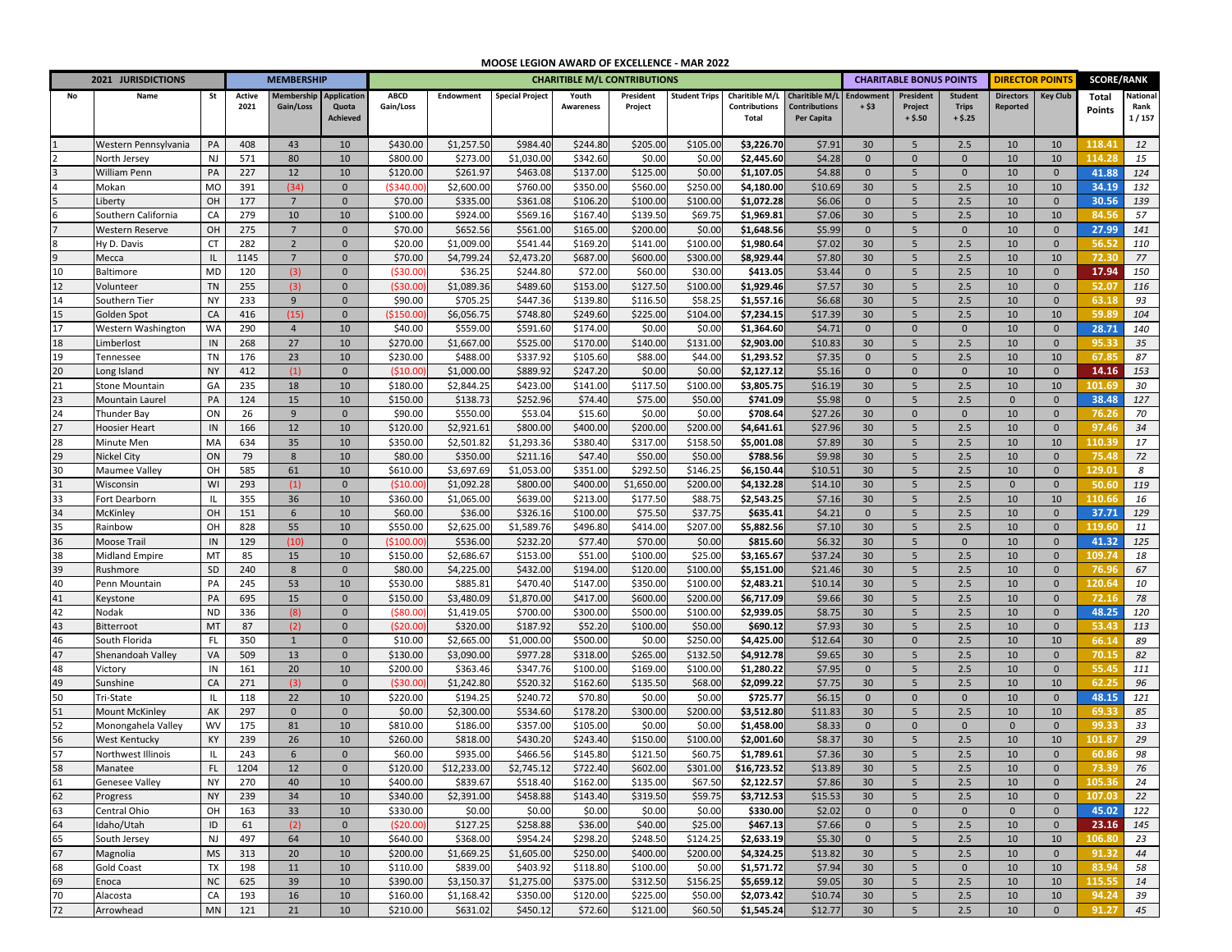# MOOSE LEGION AWARD OF EXCELLENCE - MAR 2022

| 2021 JURISDICTIONS | | | MEMBERSHIP | | | CHARITABLE M/L CONTRIBUTIONS | | | | | | | | CHARITABLE BONUS POINTS | | | DIRECTOR POINTS | | SCORE/RANK | |
|---|---|---|---|---|---|---|---|---|---|---|---|---|---|---|---|---|---|---|---|---|
| No | Name | St | Active 2021 | Membership Gain/Loss | Application Quota Achieved | ABCD Gain/Loss | Endowment | Special Project | Youth Awareness | President Project | Student Trips | Charitible M/L Contributions Total | Charitible M/L Contributions Per Capita | Endowment + $3 | President Project + $.50 | Student Trips + $.25 | Directors Reported | Key Club | Total Points | National Rank 1 / 157 |
| 1 | Western Pennsylvania | PA | 408 | 43 | 10 | $430.00 | $1,257.50 | $984.40 | $244.80 | $205.00 | $105.00 | $3,226.70 | $7.91 | 30 | 5 | 2.5 | 10 | 10 | 118.41 | 12 |
| 2 | North Jersey | NJ | 571 | 80 | 10 | $800.00 | $273.00 | $1,030.00 | $342.60 | $0.00 | $0.00 | $2,445.60 | $4.28 | 0 | 0 | 0 | 10 | 10 | 114.28 | 15 |
| 3 | William Penn | PA | 227 | 12 | 10 | $120.00 | $261.97 | $463.08 | $137.00 | $125.00 | $0.00 | $1,107.05 | $4.88 | 0 | 5 | 0 | 10 | 0 | 41.88 | 124 |
| 4 | Mokan | MO | 391 | (34) | 0 | ($340.00) | $2,600.00 | $760.00 | $350.00 | $560.00 | $250.00 | $4,180.00 | $10.69 | 30 | 5 | 2.5 | 10 | 10 | 34.19 | 132 |
| 5 | Liberty | OH | 177 | 7 | 0 | $70.00 | $335.00 | $361.08 | $106.20 | $100.00 | $100.00 | $1,072.28 | $6.06 | 0 | 5 | 2.5 | 10 | 0 | 30.56 | 139 |
| 6 | Southern California | CA | 279 | 10 | 10 | $100.00 | $924.00 | $569.16 | $167.40 | $139.50 | $69.75 | $1,969.81 | $7.06 | 30 | 5 | 2.5 | 10 | 10 | 84.56 | 57 |
| 7 | Western Reserve | OH | 275 | 7 | 0 | $70.00 | $652.56 | $561.00 | $165.00 | $200.00 | $0.00 | $1,648.56 | $5.99 | 0 | 5 | 0 | 10 | 0 | 27.99 | 141 |
| 8 | Hy D. Davis | CT | 282 | 2 | 0 | $20.00 | $1,009.00 | $541.44 | $169.20 | $141.00 | $100.00 | $1,980.64 | $7.02 | 30 | 5 | 2.5 | 10 | 0 | 56.52 | 110 |
| 9 | Mecca | IL | 1145 | 7 | 0 | $70.00 | $4,799.24 | $2,473.20 | $687.00 | $600.00 | $300.00 | $8,929.44 | $7.80 | 30 | 5 | 2.5 | 10 | 10 | 72.30 | 77 |
| 10 | Baltimore | MD | 120 | (3) | 0 | ($30.00) | $36.25 | $244.80 | $72.00 | $60.00 | $30.00 | $413.05 | $3.44 | 0 | 5 | 2.5 | 10 | 0 | 17.94 | 150 |
| 12 | Volunteer | TN | 255 | (3) | 0 | ($30.00) | $1,089.36 | $489.60 | $153.00 | $127.50 | $100.00 | $1,929.46 | $7.57 | 30 | 5 | 2.5 | 10 | 0 | 52.07 | 116 |
| 14 | Southern Tier | NY | 233 | 9 | 0 | $90.00 | $705.25 | $447.36 | $139.80 | $116.50 | $58.25 | $1,557.16 | $6.68 | 30 | 5 | 2.5 | 10 | 0 | 63.18 | 93 |
| 15 | Golden Spot | CA | 416 | (15) | 0 | ($150.00) | $6,056.75 | $748.80 | $249.60 | $225.00 | $104.00 | $7,234.15 | $17.39 | 30 | 5 | 2.5 | 10 | 10 | 59.89 | 104 |
| 17 | Western Washington | WA | 290 | 4 | 10 | $40.00 | $559.00 | $591.60 | $174.00 | $0.00 | $0.00 | $1,364.60 | $4.71 | 0 | 0 | 0 | 10 | 0 | 28.71 | 140 |
| 18 | Limberlost | IN | 268 | 27 | 10 | $270.00 | $1,667.00 | $525.00 | $170.00 | $140.00 | $131.00 | $2,903.00 | $10.83 | 30 | 5 | 2.5 | 10 | 0 | 95.33 | 35 |
| 19 | Tennessee | TN | 176 | 23 | 10 | $230.00 | $488.00 | $337.92 | $105.60 | $88.00 | $44.00 | $1,293.52 | $7.35 | 0 | 5 | 2.5 | 10 | 10 | 67.85 | 87 |
| 20 | Long Island | NY | 412 | (1) | 0 | ($10.00) | $1,000.00 | $889.92 | $247.20 | $0.00 | $0.00 | $2,127.12 | $5.16 | 0 | 0 | 0 | 10 | 0 | 14.16 | 153 |
| 21 | Stone Mountain | GA | 235 | 18 | 10 | $180.00 | $2,844.25 | $423.00 | $141.00 | $117.50 | $100.00 | $3,805.75 | $16.19 | 30 | 5 | 2.5 | 10 | 10 | 101.69 | 30 |
| 23 | Mountain Laurel | PA | 124 | 15 | 10 | $150.00 | $138.73 | $252.96 | $74.40 | $75.00 | $50.00 | $741.09 | $5.98 | 0 | 5 | 2.5 | 0 | 0 | 38.48 | 127 |
| 24 | Thunder Bay | ON | 26 | 9 | 0 | $90.00 | $550.00 | $53.04 | $15.60 | $0.00 | $0.00 | $708.64 | $27.26 | 30 | 0 | 0 | 10 | 0 | 76.26 | 70 |
| 27 | Hoosier Heart | IN | 166 | 12 | 10 | $120.00 | $2,921.61 | $800.00 | $400.00 | $200.00 | $200.00 | $4,641.61 | $27.96 | 30 | 5 | 2.5 | 10 | 0 | 97.46 | 34 |
| 28 | Minute Men | MA | 634 | 35 | 10 | $350.00 | $2,501.82 | $1,293.36 | $380.40 | $317.00 | $158.50 | $5,001.08 | $7.89 | 30 | 5 | 2.5 | 10 | 10 | 110.39 | 17 |
| 29 | Nickel City | ON | 79 | 8 | 10 | $80.00 | $350.00 | $211.16 | $47.40 | $50.00 | $50.00 | $788.56 | $9.98 | 30 | 5 | 2.5 | 10 | 0 | 75.48 | 72 |
| 30 | Maumee Valley | OH | 585 | 61 | 10 | $610.00 | $3,697.69 | $1,053.00 | $351.00 | $292.50 | $146.25 | $6,150.44 | $10.51 | 30 | 5 | 2.5 | 10 | 0 | 129.01 | 8 |
| 31 | Wisconsin | WI | 293 | (1) | 0 | ($10.00) | $1,092.28 | $800.00 | $400.00 | $1,650.00 | $200.00 | $4,132.28 | $14.10 | 30 | 5 | 2.5 | 0 | 0 | 50.60 | 119 |
| 33 | Fort Dearborn | IL | 355 | 36 | 10 | $360.00 | $1,065.00 | $639.00 | $213.00 | $177.50 | $88.75 | $2,543.25 | $7.16 | 30 | 5 | 2.5 | 10 | 10 | 110.66 | 16 |
| 34 | McKinley | OH | 151 | 6 | 10 | $60.00 | $36.00 | $326.16 | $100.00 | $75.50 | $37.75 | $635.41 | $4.21 | 0 | 5 | 2.5 | 10 | 0 | 37.71 | 129 |
| 35 | Rainbow | OH | 828 | 55 | 10 | $550.00 | $2,625.00 | $1,589.76 | $496.80 | $414.00 | $207.00 | $5,882.56 | $7.10 | 30 | 5 | 2.5 | 10 | 0 | 119.60 | 11 |
| 36 | Moose Trail | IN | 129 | (10) | 0 | ($100.00) | $536.00 | $232.20 | $77.40 | $70.00 | $0.00 | $815.60 | $6.32 | 30 | 5 | 0 | 10 | 0 | 41.32 | 125 |
| 38 | Midland Empire | MT | 85 | 15 | 10 | $150.00 | $2,686.67 | $153.00 | $51.00 | $100.00 | $25.00 | $3,165.67 | $37.24 | 30 | 5 | 2.5 | 10 | 0 | 109.74 | 18 |
| 39 | Rushmore | SD | 240 | 8 | 0 | $80.00 | $4,225.00 | $432.00 | $194.00 | $120.00 | $100.00 | $5,151.00 | $21.46 | 30 | 5 | 2.5 | 10 | 0 | 76.96 | 67 |
| 40 | Penn Mountain | PA | 245 | 53 | 10 | $530.00 | $885.81 | $470.40 | $147.00 | $350.00 | $100.00 | $2,483.21 | $10.14 | 30 | 5 | 2.5 | 10 | 0 | 120.64 | 10 |
| 41 | Keystone | PA | 695 | 15 | 0 | $150.00 | $3,480.09 | $1,870.00 | $417.00 | $600.00 | $200.00 | $6,717.09 | $9.66 | 30 | 5 | 2.5 | 10 | 0 | 72.16 | 78 |
| 42 | Nodak | ND | 336 | (8) | 0 | ($80.00) | $1,419.05 | $700.00 | $300.00 | $500.00 | $100.00 | $2,939.05 | $8.75 | 30 | 5 | 2.5 | 10 | 0 | 48.25 | 120 |
| 43 | Bitterroot | MT | 87 | (2) | 0 | ($20.00) | $320.00 | $187.92 | $52.20 | $100.00 | $50.00 | $690.12 | $7.93 | 30 | 5 | 2.5 | 10 | 0 | 53.43 | 113 |
| 46 | South Florida | FL | 350 | 1 | 0 | $10.00 | $2,665.00 | $1,000.00 | $500.00 | $0.00 | $250.00 | $4,425.00 | $12.64 | 30 | 0 | 2.5 | 10 | 10 | 66.14 | 89 |
| 47 | Shenandoah Valley | VA | 509 | 13 | 0 | $130.00 | $3,090.00 | $977.28 | $318.00 | $265.00 | $132.50 | $4,912.78 | $9.65 | 30 | 5 | 2.5 | 10 | 0 | 70.15 | 82 |
| 48 | Victory | IN | 161 | 20 | 10 | $200.00 | $363.46 | $347.76 | $100.00 | $169.00 | $100.00 | $1,280.22 | $7.95 | 0 | 5 | 2.5 | 10 | 0 | 55.45 | 111 |
| 49 | Sunshine | CA | 271 | (3) | 0 | ($30.00) | $1,242.80 | $520.32 | $162.60 | $135.50 | $68.00 | $2,099.22 | $7.75 | 30 | 5 | 2.5 | 10 | 10 | 62.25 | 96 |
| 50 | Tri-State | IL | 118 | 22 | 10 | $220.00 | $194.25 | $240.72 | $70.80 | $0.00 | $0.00 | $725.77 | $6.15 | 0 | 0 | 0 | 10 | 0 | 48.15 | 121 |
| 51 | Mount McKinley | AK | 297 | 0 | 0 | $0.00 | $2,300.00 | $534.60 | $178.20 | $300.00 | $200.00 | $3,512.80 | $11.83 | 30 | 5 | 2.5 | 10 | 10 | 69.33 | 85 |
| 52 | Monongahela Valley | WV | 175 | 81 | 10 | $810.00 | $186.00 | $357.00 | $105.00 | $0.00 | $0.00 | $1,458.00 | $8.33 | 0 | 0 | 0 | 0 | 0 | 99.33 | 33 |
| 56 | West Kentucky | KY | 239 | 26 | 10 | $260.00 | $818.00 | $430.20 | $243.40 | $150.00 | $100.00 | $2,001.60 | $8.37 | 30 | 5 | 2.5 | 10 | 10 | 101.87 | 29 |
| 57 | Northwest Illinois | IL | 243 | 6 | 0 | $60.00 | $935.00 | $466.56 | $145.80 | $121.50 | $60.75 | $1,789.61 | $7.36 | 30 | 5 | 2.5 | 10 | 0 | 60.86 | 98 |
| 58 | Manatee | FL | 1204 | 12 | 0 | $120.00 | $12,233.00 | $2,745.12 | $722.40 | $602.00 | $301.00 | $16,723.52 | $13.89 | 30 | 5 | 2.5 | 10 | 0 | 73.39 | 76 |
| 61 | Genesee Valley | NY | 270 | 40 | 10 | $400.00 | $839.67 | $518.40 | $162.00 | $135.00 | $67.50 | $2,122.57 | $7.86 | 30 | 5 | 2.5 | 10 | 0 | 105.36 | 24 |
| 62 | Progress | NY | 239 | 34 | 10 | $340.00 | $2,391.00 | $458.88 | $143.40 | $319.50 | $59.75 | $3,712.53 | $15.53 | 30 | 5 | 2.5 | 10 | 0 | 107.03 | 22 |
| 63 | Central Ohio | OH | 163 | 33 | 10 | $330.00 | $0.00 | $0.00 | $0.00 | $0.00 | $0.00 | $330.00 | $2.02 | 0 | 0 | 0 | 0 | 0 | 45.02 | 122 |
| 64 | Idaho/Utah | ID | 61 | (2) | 0 | ($20.00) | $127.25 | $258.88 | $36.00 | $40.00 | $25.00 | $467.13 | $7.66 | 0 | 5 | 2.5 | 10 | 0 | 23.16 | 145 |
| 65 | South Jersey | NJ | 497 | 64 | 10 | $640.00 | $368.00 | $954.24 | $298.20 | $248.50 | $124.25 | $2,633.19 | $5.30 | 0 | 5 | 2.5 | 10 | 10 | 106.80 | 23 |
| 67 | Magnolia | MS | 313 | 20 | 10 | $200.00 | $1,669.25 | $1,605.00 | $250.00 | $400.00 | $200.00 | $4,324.25 | $13.82 | 30 | 5 | 2.5 | 10 | 0 | 91.32 | 44 |
| 68 | Gold Coast | TX | 198 | 11 | 10 | $110.00 | $839.00 | $403.92 | $118.80 | $100.00 | $0.00 | $1,571.72 | $7.94 | 30 | 5 | 0 | 10 | 10 | 83.94 | 58 |
| 69 | Enoca | NC | 625 | 39 | 10 | $390.00 | $3,150.37 | $1,275.00 | $375.00 | $312.50 | $156.25 | $5,659.12 | $9.05 | 30 | 5 | 2.5 | 10 | 10 | 115.55 | 14 |
| 70 | Alacosta | CA | 193 | 16 | 10 | $160.00 | $1,168.42 | $350.00 | $120.00 | $225.00 | $50.00 | $2,073.42 | $10.74 | 30 | 5 | 2.5 | 10 | 10 | 94.24 | 39 |
| 72 | Arrowhead | MN | 121 | 21 | 10 | $210.00 | $631.02 | $450.12 | $72.60 | $121.00 | $60.50 | $1,545.24 | $12.77 | 30 | 5 | 2.5 | 10 | 0 | 91.27 | 45 |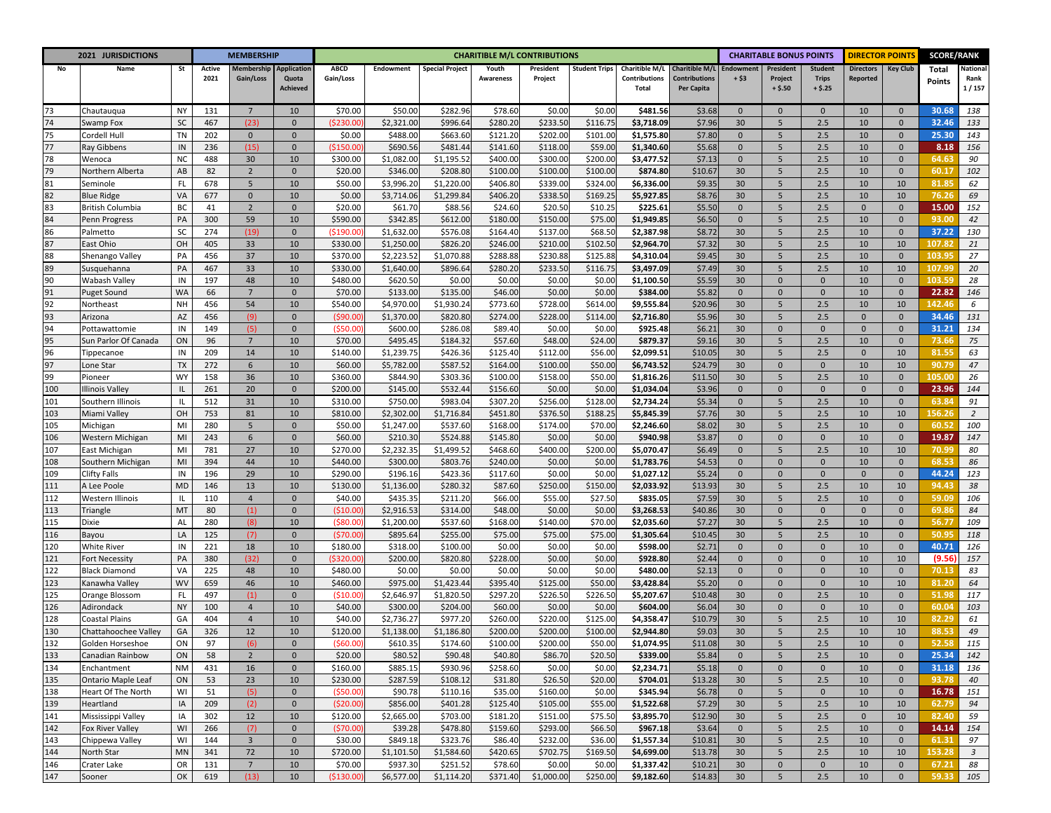| 2021 JURISDICTIONS | | | MEMBERSHIP | | | CHARITABLE M/L CONTRIBUTIONS | | | | | | | | CHARITABLE BONUS POINTS | | | DIRECTOR POINTS | | SCORE/RANK | |
|---|---|---|---|---|---|---|---|---|---|---|---|---|---|---|---|---|---|---|---|---|
| No | Name | St | Active 2021 | Membership Gain/Loss | Application Quota Achieved | ABCD Gain/Loss | Endowment | Special Project | Youth Awareness | President Project | Student Trips | Charitible M/L Contributions Total | Charitible M/L Contributions Per Capita | Endowment + $3 | President Project + $.50 | Student Trips + $.25 | Directors Reported | Key Club | Total Points | National Rank 1 / 157 |
| 73 | Chautauqua | NY | 131 | 7 | 10 | $70.00 | $50.00 | $282.96 | $78.60 | $0.00 | $0.00 | $481.56 | $3.68 | 0 | 0 | 0 | 10 | 0 | 30.68 | 138 |
| 74 | Swamp Fox | SC | 467 | (23) | 0 | ($230.00) | $2,321.00 | $996.64 | $280.20 | $233.50 | $116.75 | $3,718.09 | $7.96 | 30 | 5 | 2.5 | 10 | 0 | 32.46 | 133 |
| 75 | Cordell Hull | TN | 202 | 0 | 0 | $0.00 | $488.00 | $663.60 | $121.20 | $202.00 | $101.00 | $1,575.80 | $7.80 | 0 | 5 | 2.5 | 10 | 0 | 25.30 | 143 |
| 77 | Ray Gibbens | IN | 236 | (15) | 0 | ($150.00) | $690.56 | $481.44 | $141.60 | $118.00 | $59.00 | $1,340.60 | $5.68 | 0 | 5 | 2.5 | 10 | 0 | 8.18 | 156 |
| 78 | Wenoca | NC | 488 | 30 | 10 | $300.00 | $1,082.00 | $1,195.52 | $400.00 | $300.00 | $200.00 | $3,477.52 | $7.13 | 0 | 5 | 2.5 | 10 | 0 | 64.63 | 90 |
| 79 | Northern Alberta | AB | 82 | 2 | 0 | $20.00 | $346.00 | $208.80 | $100.00 | $100.00 | $100.00 | $874.80 | $10.67 | 30 | 5 | 2.5 | 10 | 0 | 60.17 | 102 |
| 81 | Seminole | FL | 678 | 5 | 10 | $50.00 | $3,996.20 | $1,220.00 | $406.80 | $339.00 | $324.00 | $6,336.00 | $9.35 | 30 | 5 | 2.5 | 10 | 10 | 81.85 | 62 |
| 82 | Blue Ridge | VA | 677 | 0 | 10 | $0.00 | $3,714.06 | $1,299.84 | $406.20 | $338.50 | $169.25 | $5,927.85 | $8.76 | 30 | 5 | 2.5 | 10 | 10 | 76.26 | 69 |
| 83 | British Columbia | BC | 41 | 2 | 0 | $20.00 | $61.70 | $88.56 | $24.60 | $20.50 | $10.25 | $225.61 | $5.50 | 0 | 5 | 2.5 | 0 | 0 | 15.00 | 152 |
| 84 | Penn Progress | PA | 300 | 59 | 10 | $590.00 | $342.85 | $612.00 | $180.00 | $150.00 | $75.00 | $1,949.85 | $6.50 | 0 | 5 | 2.5 | 10 | 0 | 93.00 | 42 |
| 86 | Palmetto | SC | 274 | (19) | 0 | ($190.00) | $1,632.00 | $576.08 | $164.40 | $137.00 | $68.50 | $2,387.98 | $8.72 | 30 | 5 | 2.5 | 10 | 0 | 37.22 | 130 |
| 87 | East Ohio | OH | 405 | 33 | 10 | $330.00 | $1,250.00 | $826.20 | $246.00 | $210.00 | $102.50 | $2,964.70 | $7.32 | 30 | 5 | 2.5 | 10 | 10 | 107.82 | 21 |
| 88 | Shenango Valley | PA | 456 | 37 | 10 | $370.00 | $2,223.52 | $1,070.88 | $288.88 | $230.88 | $125.88 | $4,310.04 | $9.45 | 30 | 5 | 2.5 | 10 | 0 | 103.95 | 27 |
| 89 | Susquehanna | PA | 467 | 33 | 10 | $330.00 | $1,640.00 | $896.64 | $280.20 | $233.50 | $116.75 | $3,497.09 | $7.49 | 30 | 5 | 2.5 | 10 | 10 | 107.99 | 20 |
| 90 | Wabash Valley | IN | 197 | 48 | 10 | $480.00 | $620.50 | $0.00 | $0.00 | $0.00 | $0.00 | $1,100.50 | $5.59 | 30 | 0 | 0 | 10 | 0 | 103.59 | 28 |
| 91 | Puget Sound | WA | 66 | 7 | 0 | $70.00 | $133.00 | $135.00 | $46.00 | $0.00 | $0.00 | $384.00 | $5.82 | 0 | 0 | 0 | 10 | 0 | 22.82 | 146 |
| 92 | Northeast | NH | 456 | 54 | 10 | $540.00 | $4,970.00 | $1,930.24 | $773.60 | $728.00 | $614.00 | $9,555.84 | $20.96 | 30 | 5 | 2.5 | 10 | 10 | 142.46 | 6 |
| 93 | Arizona | AZ | 456 | (9) | 0 | ($90.00) | $1,370.00 | $820.80 | $274.00 | $228.00 | $114.00 | $2,716.80 | $5.96 | 30 | 5 | 2.5 | 0 | 0 | 34.46 | 131 |
| 94 | Pottawattomie | IN | 149 | (5) | 0 | ($50.00) | $600.00 | $286.08 | $89.40 | $0.00 | $0.00 | $925.48 | $6.21 | 30 | 0 | 0 | 0 | 0 | 31.21 | 134 |
| 95 | Sun Parlor Of Canada | ON | 96 | 7 | 10 | $70.00 | $495.45 | $184.32 | $57.60 | $48.00 | $24.00 | $879.37 | $9.16 | 30 | 5 | 2.5 | 10 | 0 | 73.66 | 75 |
| 96 | Tippecanoe | IN | 209 | 14 | 10 | $140.00 | $1,239.75 | $426.36 | $125.40 | $112.00 | $56.00 | $2,099.51 | $10.05 | 30 | 5 | 2.5 | 0 | 10 | 81.55 | 63 |
| 97 | Lone Star | TX | 272 | 6 | 10 | $60.00 | $5,782.00 | $587.52 | $164.00 | $100.00 | $50.00 | $6,743.52 | $24.79 | 30 | 0 | 0 | 10 | 10 | 90.79 | 47 |
| 99 | Pioneer | WY | 158 | 36 | 10 | $360.00 | $844.90 | $303.36 | $100.00 | $158.00 | $50.00 | $1,816.26 | $11.50 | 30 | 5 | 2.5 | 10 | 0 | 105.00 | 26 |
| 100 | Illinois Valley | IL | 261 | 20 | 0 | $200.00 | $145.00 | $532.44 | $156.60 | $0.00 | $0.00 | $1,034.04 | $3.96 | 0 | 0 | 0 | 0 | 0 | 23.96 | 144 |
| 101 | Southern Illinois | IL | 512 | 31 | 10 | $310.00 | $750.00 | $983.04 | $307.20 | $256.00 | $128.00 | $2,734.24 | $5.34 | 0 | 5 | 2.5 | 10 | 0 | 63.84 | 91 |
| 103 | Miami Valley | OH | 753 | 81 | 10 | $810.00 | $2,302.00 | $1,716.84 | $451.80 | $376.50 | $188.25 | $5,845.39 | $7.76 | 30 | 5 | 2.5 | 10 | 10 | 156.26 | 2 |
| 105 | Michigan | MI | 280 | 5 | 0 | $50.00 | $1,247.00 | $537.60 | $168.00 | $174.00 | $70.00 | $2,246.60 | $8.02 | 30 | 5 | 2.5 | 10 | 0 | 60.52 | 100 |
| 106 | Western Michigan | MI | 243 | 6 | 0 | $60.00 | $210.30 | $524.88 | $145.80 | $0.00 | $0.00 | $940.98 | $3.87 | 0 | 0 | 0 | 10 | 0 | 19.87 | 147 |
| 107 | East Michigan | MI | 781 | 27 | 10 | $270.00 | $2,232.35 | $1,499.52 | $468.60 | $400.00 | $200.00 | $5,070.47 | $6.49 | 0 | 5 | 2.5 | 10 | 10 | 70.99 | 80 |
| 108 | Southern Michigan | MI | 394 | 44 | 10 | $440.00 | $300.00 | $803.76 | $240.00 | $0.00 | $0.00 | $1,783.76 | $4.53 | 0 | 0 | 0 | 10 | 0 | 68.53 | 86 |
| 109 | Clifty Falls | IN | 196 | 29 | 10 | $290.00 | $196.16 | $423.36 | $117.60 | $0.00 | $0.00 | $1,027.12 | $5.24 | 0 | 0 | 0 | 0 | 0 | 44.24 | 123 |
| 111 | A Lee Poole | MD | 146 | 13 | 10 | $130.00 | $1,136.00 | $280.32 | $87.60 | $250.00 | $150.00 | $2,033.92 | $13.93 | 30 | 5 | 2.5 | 10 | 10 | 94.43 | 38 |
| 112 | Western Illinois | IL | 110 | 4 | 0 | $40.00 | $435.35 | $211.20 | $66.00 | $55.00 | $27.50 | $835.05 | $7.59 | 30 | 5 | 2.5 | 10 | 0 | 59.09 | 106 |
| 113 | Triangle | MT | 80 | (1) | 0 | ($10.00) | $2,916.53 | $314.00 | $48.00 | $0.00 | $0.00 | $3,268.53 | $40.86 | 30 | 0 | 0 | 0 | 0 | 69.86 | 84 |
| 115 | Dixie | AL | 280 | (8) | 10 | ($80.00) | $1,200.00 | $537.60 | $168.00 | $140.00 | $70.00 | $2,035.60 | $7.27 | 30 | 5 | 2.5 | 10 | 0 | 56.77 | 109 |
| 116 | Bayou | LA | 125 | (7) | 0 | ($70.00) | $895.64 | $255.00 | $75.00 | $75.00 | $75.00 | $1,305.64 | $10.45 | 30 | 5 | 2.5 | 10 | 0 | 50.95 | 118 |
| 120 | White River | IN | 221 | 18 | 10 | $180.00 | $318.00 | $100.00 | $0.00 | $0.00 | $0.00 | $598.00 | $2.71 | 0 | 0 | 0 | 10 | 0 | 40.71 | 126 |
| 121 | Fort Necessity | PA | 380 | (32) | 0 | ($320.00) | $200.00 | $820.80 | $228.00 | $0.00 | $0.00 | $928.80 | $2.44 | 0 | 0 | 0 | 10 | 10 | (9.56) | 157 |
| 122 | Black Diamond | VA | 225 | 48 | 10 | $480.00 | $0.00 | $0.00 | $0.00 | $0.00 | $0.00 | $480.00 | $2.13 | 0 | 0 | 0 | 10 | 0 | 70.13 | 83 |
| 123 | Kanawha Valley | WV | 659 | 46 | 10 | $460.00 | $975.00 | $1,423.44 | $395.40 | $125.00 | $50.00 | $3,428.84 | $5.20 | 0 | 0 | 0 | 10 | 10 | 81.20 | 64 |
| 125 | Orange Blossom | FL | 497 | (1) | 0 | ($10.00) | $2,646.97 | $1,820.50 | $297.20 | $226.50 | $226.50 | $5,207.67 | $10.48 | 30 | 0 | 2.5 | 10 | 0 | 51.98 | 117 |
| 126 | Adirondack | NY | 100 | 4 | 10 | $40.00 | $300.00 | $204.00 | $60.00 | $0.00 | $0.00 | $604.00 | $6.04 | 30 | 0 | 0 | 10 | 0 | 60.04 | 103 |
| 128 | Coastal Plains | GA | 404 | 4 | 10 | $40.00 | $2,736.27 | $977.20 | $260.00 | $220.00 | $125.00 | $4,358.47 | $10.79 | 30 | 5 | 2.5 | 10 | 10 | 82.29 | 61 |
| 130 | Chattahoochee Valley | GA | 326 | 12 | 10 | $120.00 | $1,138.00 | $1,186.80 | $200.00 | $200.00 | $100.00 | $2,944.80 | $9.03 | 30 | 5 | 2.5 | 10 | 10 | 88.53 | 49 |
| 132 | Golden Horseshoe | ON | 97 | (6) | 0 | ($60.00) | $610.35 | $174.60 | $100.00 | $200.00 | $50.00 | $1,074.95 | $11.08 | 30 | 5 | 2.5 | 10 | 0 | 52.58 | 115 |
| 133 | Canadian Rainbow | ON | 58 | 2 | 0 | $20.00 | $80.52 | $90.48 | $40.80 | $86.70 | $20.50 | $339.00 | $5.84 | 0 | 5 | 2.5 | 10 | 0 | 25.34 | 142 |
| 134 | Enchantment | NM | 431 | 16 | 0 | $160.00 | $885.15 | $930.96 | $258.60 | $0.00 | $0.00 | $2,234.71 | $5.18 | 0 | 0 | 0 | 10 | 0 | 31.18 | 136 |
| 135 | Ontario Maple Leaf | ON | 53 | 23 | 10 | $230.00 | $287.59 | $108.12 | $31.80 | $26.50 | $20.00 | $704.01 | $13.28 | 30 | 5 | 2.5 | 10 | 0 | 93.78 | 40 |
| 138 | Heart Of The North | WI | 51 | (5) | 0 | ($50.00) | $90.78 | $110.16 | $35.00 | $160.00 | $0.00 | $345.94 | $6.78 | 0 | 5 | 0 | 10 | 0 | 16.78 | 151 |
| 139 | Heartland | IA | 209 | (2) | 0 | ($20.00) | $856.00 | $401.28 | $125.40 | $105.00 | $55.00 | $1,522.68 | $7.29 | 30 | 5 | 2.5 | 10 | 10 | 62.79 | 94 |
| 141 | Mississippi Valley | IA | 302 | 12 | 10 | $120.00 | $2,665.00 | $703.00 | $181.20 | $151.00 | $75.50 | $3,895.70 | $12.90 | 30 | 5 | 2.5 | 0 | 10 | 82.40 | 59 |
| 142 | Fox River Valley | WI | 266 | (7) | 0 | ($70.00) | $39.28 | $478.80 | $159.60 | $293.00 | $66.50 | $967.18 | $3.64 | 0 | 5 | 2.5 | 10 | 0 | 14.14 | 154 |
| 143 | Chippewa Valley | WI | 144 | 3 | 0 | $30.00 | $849.18 | $323.76 | $86.40 | $232.00 | $36.00 | $1,557.34 | $10.81 | 30 | 5 | 2.5 | 10 | 0 | 61.31 | 97 |
| 144 | North Star | MN | 341 | 72 | 10 | $720.00 | $1,101.50 | $1,584.60 | $420.65 | $702.75 | $169.50 | $4,699.00 | $13.78 | 30 | 5 | 2.5 | 10 | 10 | 153.28 | 3 |
| 146 | Crater Lake | OR | 131 | 7 | 10 | $70.00 | $937.30 | $251.52 | $78.60 | $0.00 | $0.00 | $1,337.42 | $10.21 | 30 | 0 | 0 | 10 | 0 | 67.21 | 88 |
| 147 | Sooner | OK | 619 | (13) | 10 | ($130.00) | $6,577.00 | $1,114.20 | $371.40 | $1,000.00 | $250.00 | $9,182.60 | $14.83 | 30 | 5 | 2.5 | 10 | 0 | 59.33 | 105 |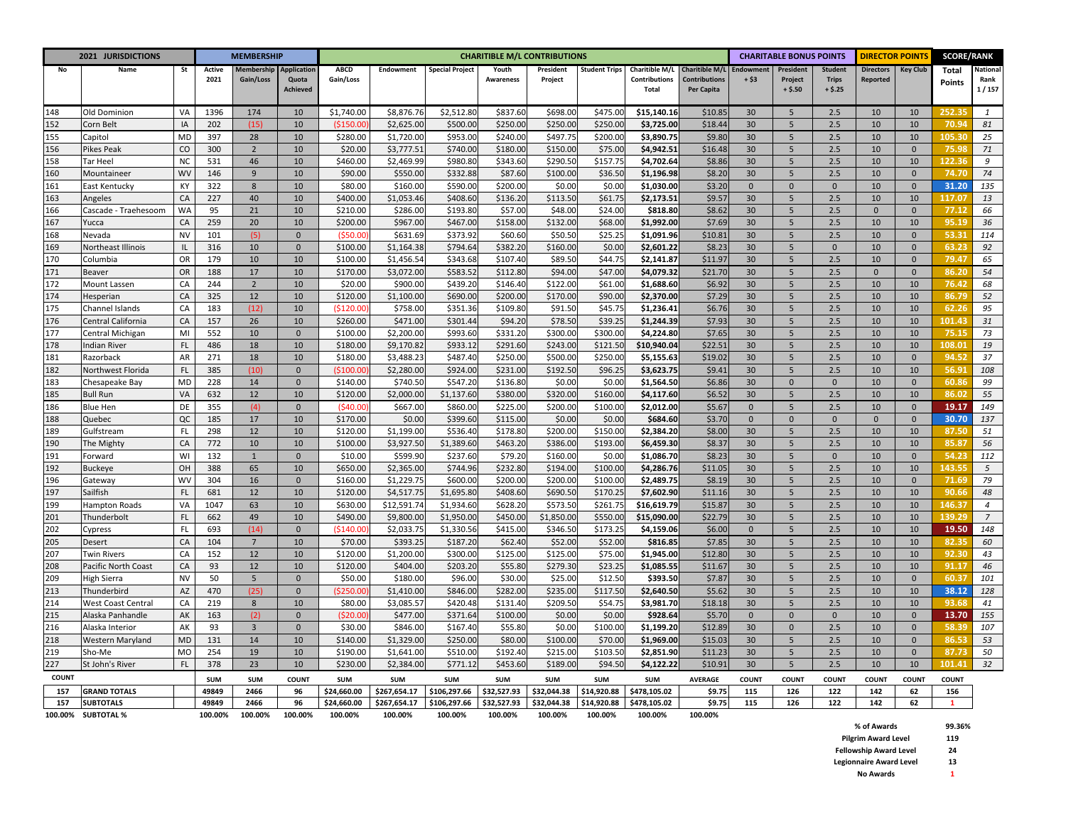| 2021 JURISDICTIONS | | | MEMBERSHIP | | | CHARITABLE M/L CONTRIBUTIONS | | | | | | | | CHARITABLE BONUS POINTS | | | DIRECTOR POINTS | | SCORE/RANK | |
|---|---|---|---|---|---|---|---|---|---|---|---|---|---|---|---|---|---|---|---|---|
| No | Name | St | Active 2021 | Membership Gain/Loss | Application Quota Achieved | ABCD Gain/Loss | Endowment | Special Project | Youth Awareness | President Project | Student Trips | Charitible M/L Contributions Total | Charitible M/L Contributions Per Capita | Endowment + $3 | President Project + $.50 | Student Trips + $.25 | Directors Reported | Key Club | Total Points | National Rank 1 / 157 |
| 148 | Old Dominion | VA | 1396 | 174 | 10 | $1,740.00 | $8,876.76 | $2,512.80 | $837.60 | $698.00 | $475.00 | $15,140.16 | $10.85 | 30 | 5 | 2.5 | 10 | 10 | 252.35 | 1 |
| 152 | Corn Belt | IA | 202 | (15) | 10 | ($150.00) | $2,625.00 | $500.00 | $250.00 | $250.00 | $250.00 | $3,725.00 | $18.44 | 30 | 5 | 2.5 | 10 | 10 | 70.94 | 81 |
| 155 | Capitol | MD | 397 | 28 | 10 | $280.00 | $1,720.00 | $953.00 | $240.00 | $497.75 | $200.00 | $3,890.75 | $9.80 | 30 | 5 | 2.5 | 10 | 10 | 105.30 | 25 |
| 156 | Pikes Peak | CO | 300 | 2 | 10 | $20.00 | $3,777.51 | $740.00 | $180.00 | $150.00 | $75.00 | $4,942.51 | $16.48 | 30 | 5 | 2.5 | 10 | 0 | 75.98 | 71 |
| 158 | Tar Heel | NC | 531 | 46 | 10 | $460.00 | $2,469.99 | $980.80 | $343.60 | $290.50 | $157.75 | $4,702.64 | $8.86 | 30 | 5 | 2.5 | 10 | 10 | 122.36 | 9 |
| 160 | Mountaineer | WV | 146 | 9 | 10 | $90.00 | $550.00 | $332.88 | $87.60 | $100.00 | $36.50 | $1,196.98 | $8.20 | 30 | 5 | 2.5 | 10 | 0 | 74.70 | 74 |
| 161 | East Kentucky | KY | 322 | 8 | 10 | $80.00 | $160.00 | $590.00 | $200.00 | $0.00 | $0.00 | $1,030.00 | $3.20 | 0 | 0 | 0 | 10 | 0 | 31.20 | 135 |
| 163 | Angeles | CA | 227 | 40 | 10 | $400.00 | $1,053.46 | $408.60 | $136.20 | $113.50 | $61.75 | $2,173.51 | $9.57 | 30 | 5 | 2.5 | 10 | 10 | 117.07 | 13 |
| 166 | Cascade - Traehesoom | WA | 95 | 21 | 10 | $210.00 | $286.00 | $193.80 | $57.00 | $48.00 | $24.00 | $818.80 | $8.62 | 30 | 5 | 2.5 | 0 | 0 | 77.12 | 66 |
| 167 | Yucca | CA | 259 | 20 | 10 | $200.00 | $967.00 | $467.00 | $158.00 | $132.00 | $68.00 | $1,992.00 | $7.69 | 30 | 5 | 2.5 | 10 | 10 | 95.19 | 36 |
| 168 | Nevada | NV | 101 | (5) | 0 | ($50.00) | $631.69 | $373.92 | $60.60 | $50.50 | $25.25 | $1,091.96 | $10.81 | 30 | 5 | 2.5 | 10 | 0 | 53.31 | 114 |
| 169 | Northeast Illinois | IL | 316 | 10 | 0 | $100.00 | $1,164.38 | $794.64 | $382.20 | $160.00 | $0.00 | $2,601.22 | $8.23 | 30 | 5 | 0 | 10 | 0 | 63.23 | 92 |
| 170 | Columbia | OR | 179 | 10 | 10 | $100.00 | $1,456.54 | $343.68 | $107.40 | $89.50 | $44.75 | $2,141.87 | $11.97 | 30 | 5 | 2.5 | 10 | 0 | 79.47 | 65 |
| 171 | Beaver | OR | 188 | 17 | 10 | $170.00 | $3,072.00 | $583.52 | $112.80 | $94.00 | $47.00 | $4,079.32 | $21.70 | 30 | 5 | 2.5 | 0 | 0 | 86.20 | 54 |
| 172 | Mount Lassen | CA | 244 | 2 | 10 | $20.00 | $900.00 | $439.20 | $146.40 | $122.00 | $61.00 | $1,688.60 | $6.92 | 30 | 5 | 2.5 | 10 | 10 | 76.42 | 68 |
| 174 | Hesperian | CA | 325 | 12 | 10 | $120.00 | $1,100.00 | $690.00 | $200.00 | $170.00 | $90.00 | $2,370.00 | $7.29 | 30 | 5 | 2.5 | 10 | 10 | 86.79 | 52 |
| 175 | Channel Islands | CA | 183 | (12) | 10 | ($120.00) | $758.00 | $351.36 | $109.80 | $91.50 | $45.75 | $1,236.41 | $6.76 | 30 | 5 | 2.5 | 10 | 10 | 62.26 | 95 |
| 176 | Central California | CA | 157 | 26 | 10 | $260.00 | $471.00 | $301.44 | $94.20 | $78.50 | $39.25 | $1,244.39 | $7.93 | 30 | 5 | 2.5 | 10 | 10 | 101.43 | 31 |
| 177 | Central Michigan | MI | 552 | 10 | 0 | $100.00 | $2,200.00 | $993.60 | $331.20 | $300.00 | $300.00 | $4,224.80 | $7.65 | 30 | 5 | 2.5 | 10 | 10 | 75.15 | 73 |
| 178 | Indian River | FL | 486 | 18 | 10 | $180.00 | $9,170.82 | $933.12 | $291.60 | $243.00 | $121.50 | $10,940.04 | $22.51 | 30 | 5 | 2.5 | 10 | 10 | 108.01 | 19 |
| 181 | Razorback | AR | 271 | 18 | 10 | $180.00 | $3,488.23 | $487.40 | $250.00 | $500.00 | $250.00 | $5,155.63 | $19.02 | 30 | 5 | 2.5 | 10 | 0 | 94.52 | 37 |
| 182 | Northwest Florida | FL | 385 | (10) | 0 | ($100.00) | $2,280.00 | $924.00 | $231.00 | $192.50 | $96.25 | $3,623.75 | $9.41 | 30 | 5 | 2.5 | 10 | 10 | 56.91 | 108 |
| 183 | Chesapeake Bay | MD | 228 | 14 | 0 | $140.00 | $740.50 | $547.20 | $136.80 | $0.00 | $0.00 | $1,564.50 | $6.86 | 30 | 0 | 0 | 10 | 0 | 60.86 | 99 |
| 185 | Bull Run | VA | 632 | 12 | 10 | $120.00 | $2,000.00 | $1,137.60 | $380.00 | $320.00 | $160.00 | $4,117.60 | $6.52 | 30 | 5 | 2.5 | 10 | 10 | 86.02 | 55 |
| 186 | Blue Hen | DE | 355 | (4) | 0 | ($40.00) | $667.00 | $860.00 | $225.00 | $200.00 | $100.00 | $2,012.00 | $5.67 | 0 | 5 | 2.5 | 10 | 0 | 19.17 | 149 |
| 188 | Quebec | QC | 185 | 17 | 10 | $170.00 | $0.00 | $399.60 | $115.00 | $0.00 | $0.00 | $684.60 | $3.70 | 0 | 0 | 0 | 0 | 0 | 30.70 | 137 |
| 189 | Gulfstream | FL | 298 | 12 | 10 | $120.00 | $1,199.00 | $536.40 | $178.80 | $200.00 | $150.00 | $2,384.20 | $8.00 | 30 | 5 | 2.5 | 10 | 10 | 87.50 | 51 |
| 190 | The Mighty | CA | 772 | 10 | 10 | $100.00 | $3,927.50 | $1,389.60 | $463.20 | $386.00 | $193.00 | $6,459.30 | $8.37 | 30 | 5 | 2.5 | 10 | 10 | 85.87 | 56 |
| 191 | Forward | WI | 132 | 1 | 0 | $10.00 | $599.90 | $237.60 | $79.20 | $160.00 | $0.00 | $1,086.70 | $8.23 | 30 | 5 | 0 | 10 | 0 | 54.23 | 112 |
| 192 | Buckeye | OH | 388 | 65 | 10 | $650.00 | $2,365.00 | $744.96 | $232.80 | $194.00 | $100.00 | $4,286.76 | $11.05 | 30 | 5 | 2.5 | 10 | 10 | 143.55 | 5 |
| 196 | Gateway | WV | 304 | 16 | 0 | $160.00 | $1,229.75 | $600.00 | $200.00 | $200.00 | $100.00 | $2,489.75 | $8.19 | 30 | 5 | 2.5 | 10 | 0 | 71.69 | 79 |
| 197 | Sailfish | FL | 681 | 12 | 10 | $120.00 | $4,517.75 | $1,695.80 | $408.60 | $690.50 | $170.25 | $7,602.90 | $11.16 | 30 | 5 | 2.5 | 10 | 10 | 90.66 | 48 |
| 199 | Hampton Roads | VA | 1047 | 63 | 10 | $630.00 | $12,591.74 | $1,934.60 | $628.20 | $573.50 | $261.75 | $16,619.79 | $15.87 | 30 | 5 | 2.5 | 10 | 10 | 146.37 | 4 |
| 201 | Thunderbolt | FL | 662 | 49 | 10 | $490.00 | $9,800.00 | $1,950.00 | $450.00 | $1,850.00 | $550.00 | $15,090.00 | $22.79 | 30 | 5 | 2.5 | 10 | 10 | 139.29 | 7 |
| 202 | Cypress | FL | 693 | (14) | 0 | ($140.00) | $2,033.75 | $1,330.56 | $415.00 | $346.50 | $173.25 | $4,159.06 | $6.00 | 0 | 5 | 2.5 | 10 | 10 | 19.50 | 148 |
| 205 | Desert | CA | 104 | 7 | 10 | $70.00 | $393.25 | $187.20 | $62.40 | $52.00 | $52.00 | $816.85 | $7.85 | 30 | 5 | 2.5 | 10 | 10 | 82.35 | 60 |
| 207 | Twin Rivers | CA | 152 | 12 | 10 | $120.00 | $1,200.00 | $300.00 | $125.00 | $125.00 | $75.00 | $1,945.00 | $12.80 | 30 | 5 | 2.5 | 10 | 10 | 92.30 | 43 |
| 208 | Pacific North Coast | CA | 93 | 12 | 10 | $120.00 | $404.00 | $203.20 | $55.80 | $279.30 | $23.25 | $1,085.55 | $11.67 | 30 | 5 | 2.5 | 10 | 10 | 91.17 | 46 |
| 209 | High Sierra | NV | 50 | 5 | 0 | $50.00 | $180.00 | $96.00 | $30.00 | $25.00 | $12.50 | $393.50 | $7.87 | 30 | 5 | 2.5 | 10 | 0 | 60.37 | 101 |
| 213 | Thunderbird | AZ | 470 | (25) | 0 | ($250.00) | $1,410.00 | $846.00 | $282.00 | $235.00 | $117.50 | $2,640.50 | $5.62 | 30 | 5 | 2.5 | 10 | 10 | 38.12 | 128 |
| 214 | West Coast Central | CA | 219 | 8 | 10 | $80.00 | $3,085.57 | $420.48 | $131.40 | $209.50 | $54.75 | $3,981.70 | $18.18 | 30 | 5 | 2.5 | 10 | 10 | 93.68 | 41 |
| 215 | Alaska Panhandle | AK | 163 | (2) | 0 | ($20.00) | $477.00 | $371.64 | $100.00 | $0.00 | $0.00 | $928.64 | $5.70 | 0 | 0 | 0 | 10 | 0 | 13.70 | 155 |
| 216 | Alaska Interior | AK | 93 | 3 | 0 | $30.00 | $846.00 | $167.40 | $55.80 | $0.00 | $100.00 | $1,199.20 | $12.89 | 30 | 0 | 2.5 | 10 | 0 | 58.39 | 107 |
| 218 | Western Maryland | MD | 131 | 14 | 10 | $140.00 | $1,329.00 | $250.00 | $80.00 | $100.00 | $70.00 | $1,969.00 | $15.03 | 30 | 5 | 2.5 | 10 | 0 | 86.53 | 53 |
| 219 | Sho-Me | MO | 254 | 19 | 10 | $190.00 | $1,641.00 | $510.00 | $192.40 | $215.00 | $103.50 | $2,851.90 | $11.23 | 30 | 5 | 2.5 | 10 | 0 | 87.73 | 50 |
| 227 | St John's River | FL | 378 | 23 | 10 | $230.00 | $2,384.00 | $771.12 | $453.60 | $189.00 | $94.50 | $4,122.22 | $10.91 | 30 | 5 | 2.5 | 10 | 10 | 101.41 | 32 |
| COUNT | | | SUM | SUM | COUNT | SUM | SUM | SUM | SUM | SUM | SUM | SUM | AVERAGE | COUNT | COUNT | COUNT | COUNT | COUNT | COUNT | |
| 157 | GRAND TOTALS | | 49849 | 2466 | 96 | $24,660.00 | $267,654.17 | $106,297.66 | $32,527.93 | $32,044.38 | $14,920.88 | $478,105.02 | $9.75 | 115 | 126 | 122 | 142 | 62 | 156 | |
| 157 | SUBTOTALS | | 49849 | 2466 | 96 | $24,660.00 | $267,654.17 | $106,297.66 | $32,527.93 | $32,044.38 | $14,920.88 | $478,105.02 | $9.75 | 115 | 126 | 122 | 142 | 62 | 1 | |
| 100.00% | SUBTOTAL % | | 100.00% | 100.00% | 100.00% | 100.00% | 100.00% | 100.00% | 100.00% | 100.00% | 100.00% | 100.00% | 100.00% | | | | | | | |

| | |
|---|---|
| % of Awards | 99.36% |
| Pilgrim Award Level | 119 |
| Fellowship Award Level | 24 |
| Legionnaire Award Level | 13 |
| No Awards | 1 |